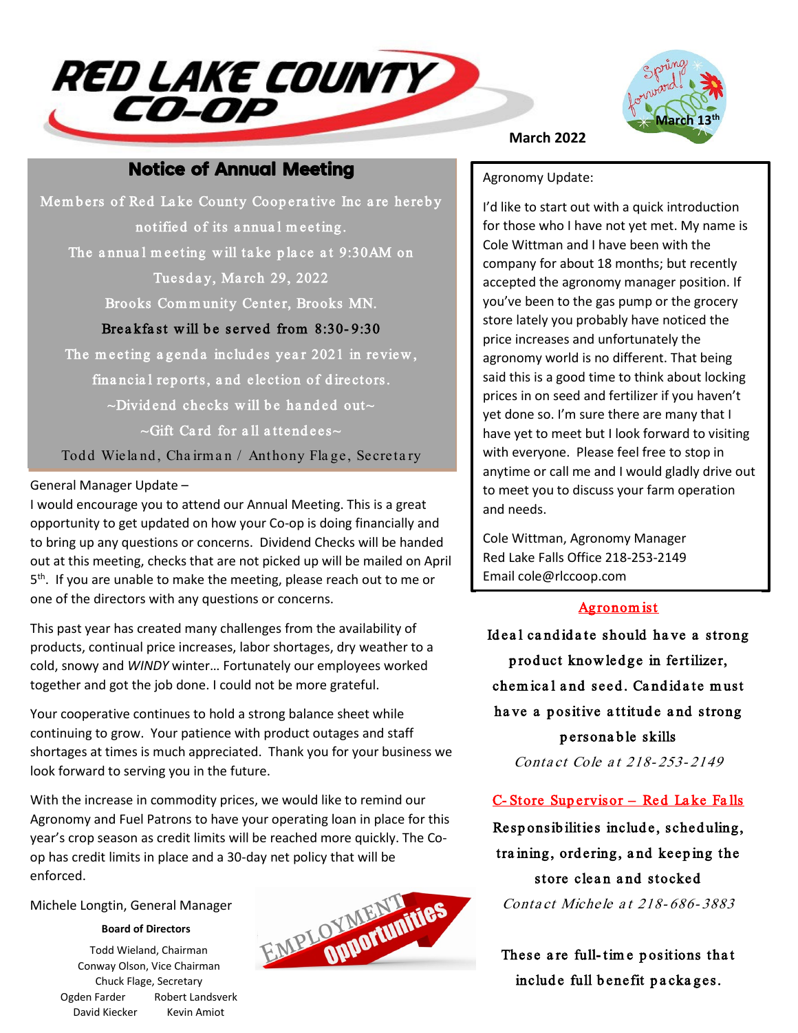# RED LAKE COUNTY CO-OP

March 2022

Spring forward! March 13th

## Notice of Annual Meeting

Members of Red Lake County Cooperative Inc are hereby notified of its annual meeting.

The annual meeting will take place at 9:30AM on Tuesday, March 29, 2022

Brooks Community Center, Brooks MN.

Breakfast will be served from 8:30-9:30

The meeting agenda includes year 2021 in review, financial reports, and election of directors.

~Dividend checks will be handed out~

~Gift Card for all attendees~

Todd Wieland, Chairman / Anthony Flage, Secretary

General Manager Update –

I would encourage you to attend our Annual Meeting. This is a great opportunity to get updated on how your Co-op is doing financially and to bring up any questions or concerns. Dividend Checks will be handed out at this meeting, checks that are not picked up will be mailed on April 5th. If you are unable to make the meeting, please reach out to me or one of the directors with any questions or concerns.

This past year has created many challenges from the availability of products, continual price increases, labor shortages, dry weather to a cold, snowy and *WINDY* winter… Fortunately our employees worked together and got the job done. I could not be more grateful.

Your cooperative continues to hold a strong balance sheet while continuing to grow. Your patience with product outages and staff shortages at times is much appreciated. Thank you for your business we look forward to serving you in the future.

With the increase in commodity prices, we would like to remind our Agronomy and Fuel Patrons to have your operating loan in place for this year's crop season as credit limits will be reached more quickly. The Co-op has credit limits in place and a 30-day net policy that will be enforced.

Michele Longtin, General Manager

**Board of Directors**

Todd Wieland, Chairman
Conway Olson, Vice Chairman
Chuck Flage, Secretary
Ogden Farder
Robert Landsverk
David Kiecker
Kevin Amiot

Agronomy Update:

I'd like to start out with a quick introduction for those who I have not yet met. My name is Cole Wittman and I have been with the company for about 18 months; but recently accepted the agronomy manager position. If you've been to the gas pump or the grocery store lately you probably have noticed the price increases and unfortunately the agronomy world is no different. That being said this is a good time to think about locking prices in on seed and fertilizer if you haven't yet done so. I'm sure there are many that I have yet to meet but I look forward to visiting with everyone. Please feel free to stop in anytime or call me and I would gladly drive out to meet you to discuss your farm operation and needs.

Cole Wittman, Agronomy Manager
Red Lake Falls Office 218-253-2149
Email cole@rlccoop.com

EMPLOYMENT Opportunities

**Agronomist**

Ideal candidate should have a strong product knowledge in fertilizer, chemical and seed. Candidate must have a positive attitude and strong personable skills

*Contact Cole at 218-253-2149*

**C-Store Supervisor – Red Lake Falls**

Responsibilities include, scheduling, training, ordering, and keeping the store clean and stocked

*Contact Michele at 218-686-3883*

These are full-time positions that include full benefit packages.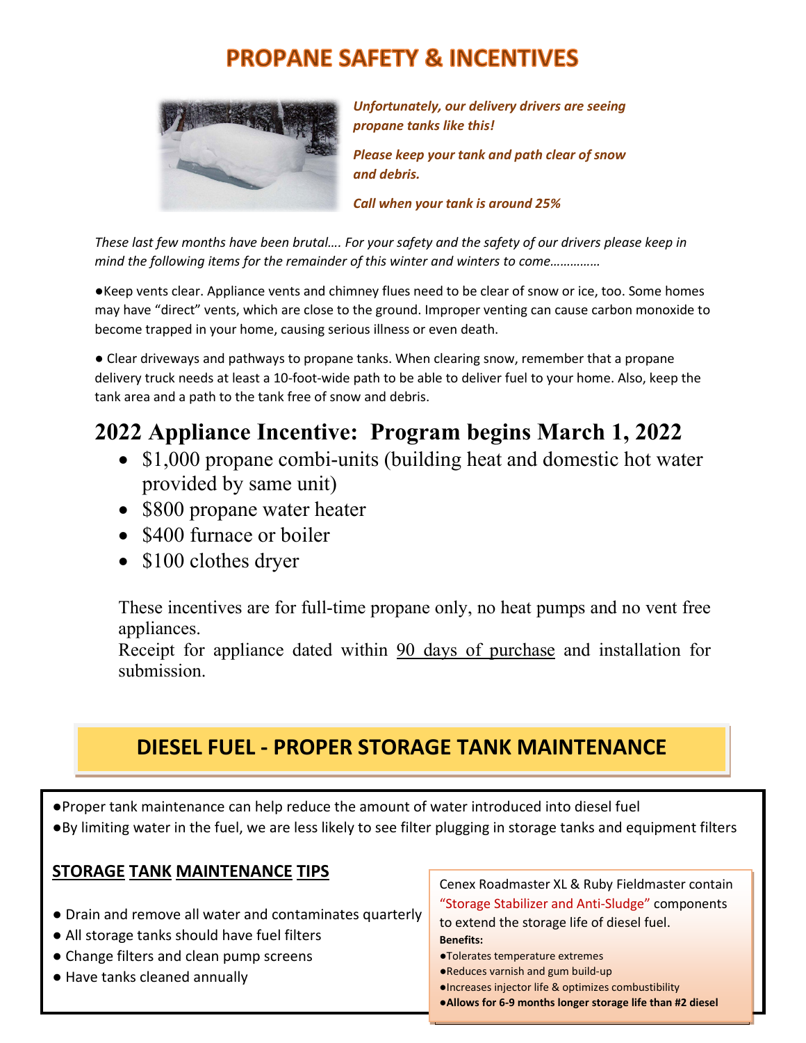# PROPANE SAFETY & INCENTIVES

***Unfortunately, our delivery drivers are seeing propane tanks like this!***

***Please keep your tank and path clear of snow and debris.***

***Call when your tank is around 25%***

*These last few months have been brutal…. For your safety and the safety of our drivers please keep in mind the following items for the remainder of this winter and winters to come……………*

●Keep vents clear. Appliance vents and chimney flues need to be clear of snow or ice, too. Some homes may have "direct" vents, which are close to the ground. Improper venting can cause carbon monoxide to become trapped in your home, causing serious illness or even death.

● Clear driveways and pathways to propane tanks. When clearing snow, remember that a propane delivery truck needs at least a 10-foot-wide path to be able to deliver fuel to your home. Also, keep the tank area and a path to the tank free of snow and debris.

## 2022 Appliance Incentive: Program begins March 1, 2022

- $1,000 propane combi-units (building heat and domestic hot water provided by same unit)
- $800 propane water heater
- $400 furnace or boiler
- $100 clothes dryer

These incentives are for full-time propane only, no heat pumps and no vent free appliances.

Receipt for appliance dated within 90 days of purchase and installation for submission.

## DIESEL FUEL - PROPER STORAGE TANK MAINTENANCE

●Proper tank maintenance can help reduce the amount of water introduced into diesel fuel

●By limiting water in the fuel, we are less likely to see filter plugging in storage tanks and equipment filters

### STORAGE TANK MAINTENANCE TIPS

- Drain and remove all water and contaminates quarterly
- All storage tanks should have fuel filters
- Change filters and clean pump screens
- Have tanks cleaned annually

Cenex Roadmaster XL & Ruby Fieldmaster contain "Storage Stabilizer and Anti-Sludge" components to extend the storage life of diesel fuel.

**Benefits:**

- Tolerates temperature extremes
- Reduces varnish and gum build-up
- Increases injector life & optimizes combustibility
- **Allows for 6-9 months longer storage life than #2 diesel**